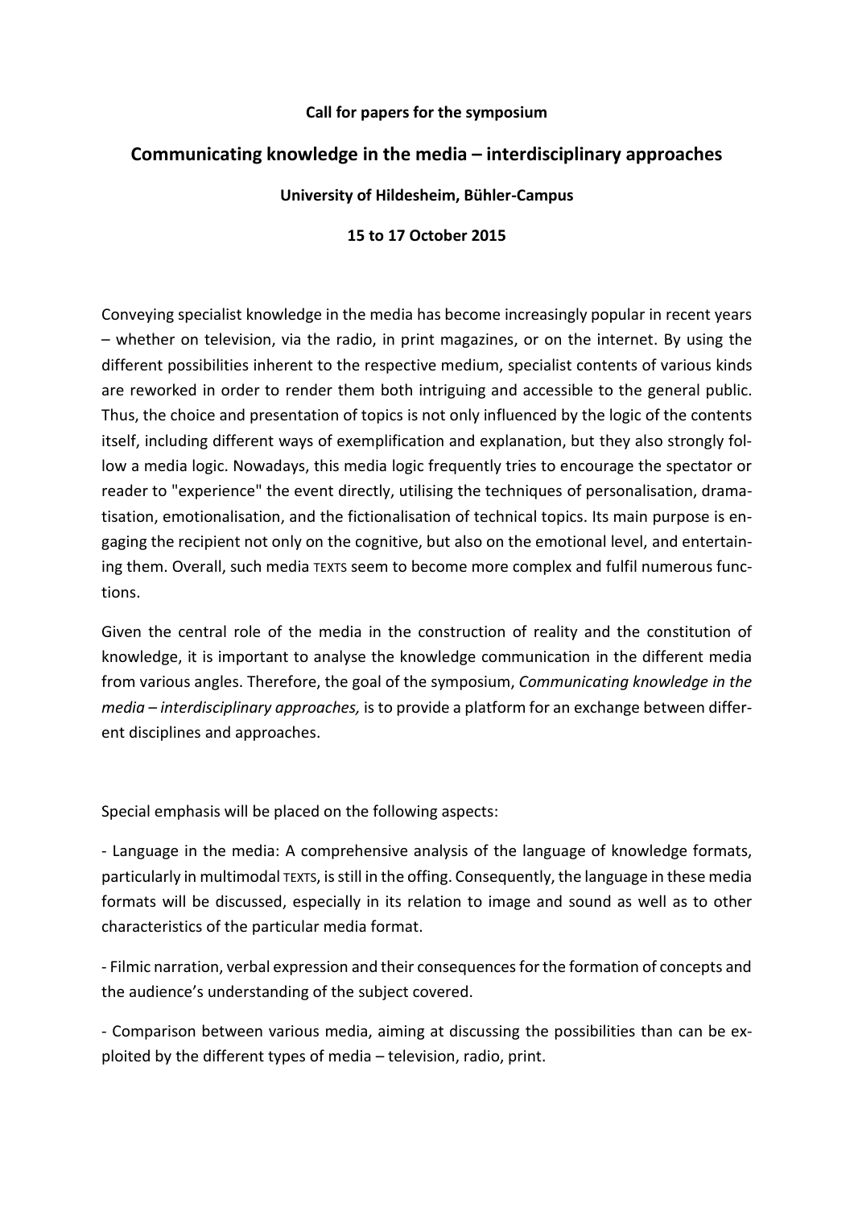**Call for papers for the symposium**

## Communicating knowledge in the media – interdisciplinary approaches

**University of Hildesheim, Bühler-Campus**

**15 to 17 October 2015**

Conveying specialist knowledge in the media has become increasingly popular in recent years – whether on television, via the radio, in print magazines, or on the internet. By using the different possibilities inherent to the respective medium, specialist contents of various kinds are reworked in order to render them both intriguing and accessible to the general public. Thus, the choice and presentation of topics is not only influenced by the logic of the contents itself, including different ways of exemplification and explanation, but they also strongly follow a media logic. Nowadays, this media logic frequently tries to encourage the spectator or reader to "experience" the event directly, utilising the techniques of personalisation, dramatisation, emotionalisation, and the fictionalisation of technical topics. Its main purpose is engaging the recipient not only on the cognitive, but also on the emotional level, and entertaining them. Overall, such media TEXTS seem to become more complex and fulfil numerous functions.

Given the central role of the media in the construction of reality and the constitution of knowledge, it is important to analyse the knowledge communication in the different media from various angles. Therefore, the goal of the symposium, *Communicating knowledge in the media – interdisciplinary approaches,* is to provide a platform for an exchange between different disciplines and approaches.

Special emphasis will be placed on the following aspects:

- Language in the media: A comprehensive analysis of the language of knowledge formats, particularly in multimodal TEXTS, is still in the offing. Consequently, the language in these media formats will be discussed, especially in its relation to image and sound as well as to other characteristics of the particular media format.

- Filmic narration, verbal expression and their consequences for the formation of concepts and the audience's understanding of the subject covered.

- Comparison between various media, aiming at discussing the possibilities than can be exploited by the different types of media – television, radio, print.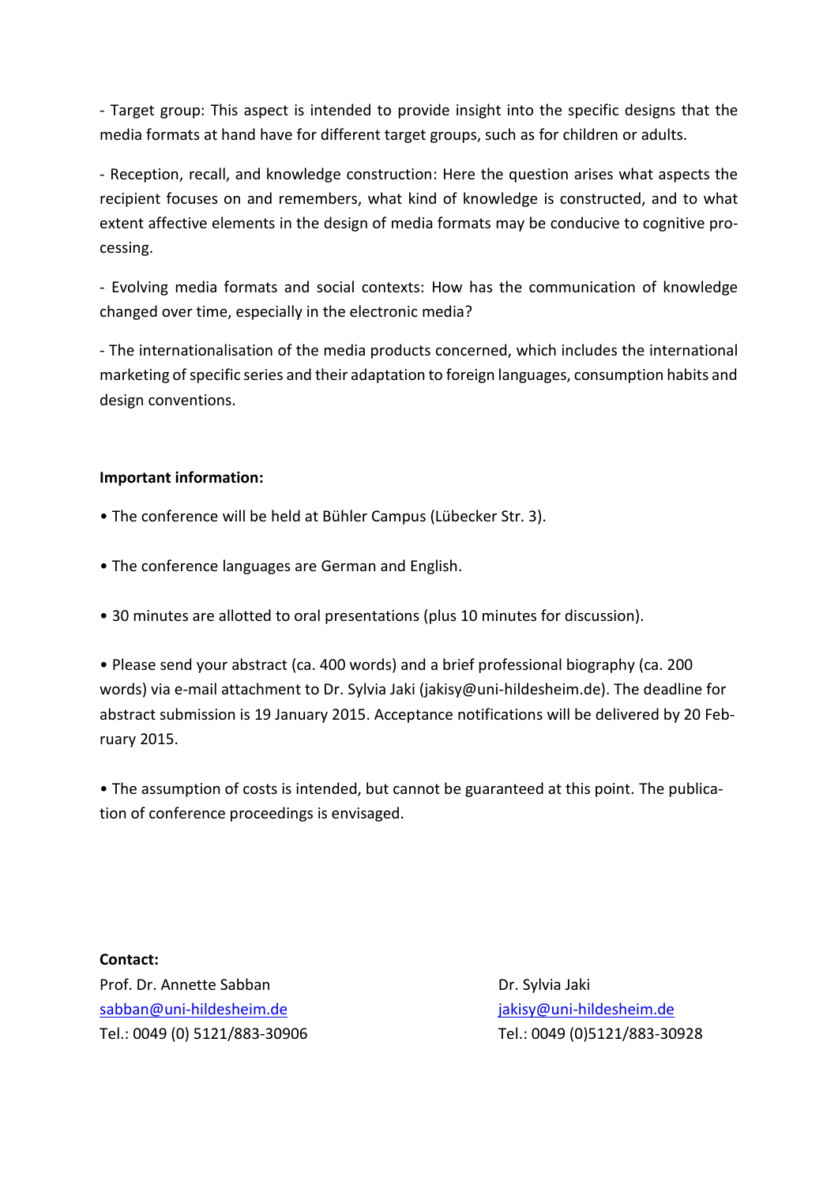- Target group: This aspect is intended to provide insight into the specific designs that the media formats at hand have for different target groups, such as for children or adults.

- Reception, recall, and knowledge construction: Here the question arises what aspects the recipient focuses on and remembers, what kind of knowledge is constructed, and to what extent affective elements in the design of media formats may be conducive to cognitive processing.

- Evolving media formats and social contexts: How has the communication of knowledge changed over time, especially in the electronic media?

- The internationalisation of the media products concerned, which includes the international marketing of specific series and their adaptation to foreign languages, consumption habits and design conventions.

**Important information:**

• The conference will be held at Bühler Campus (Lübecker Str. 3).

• The conference languages are German and English.

• 30 minutes are allotted to oral presentations (plus 10 minutes for discussion).

• Please send your abstract (ca. 400 words) and a brief professional biography (ca. 200 words) via e-mail attachment to Dr. Sylvia Jaki (jakisy@uni-hildesheim.de). The deadline for abstract submission is 19 January 2015. Acceptance notifications will be delivered by 20 February 2015.

• The assumption of costs is intended, but cannot be guaranteed at this point. The publication of conference proceedings is envisaged.

**Contact:**

Prof. Dr. Annette Sabban
sabban@uni-hildesheim.de
Tel.: 0049 (0) 5121/883-30906

Dr. Sylvia Jaki
jakisy@uni-hildesheim.de
Tel.: 0049 (0)5121/883-30928